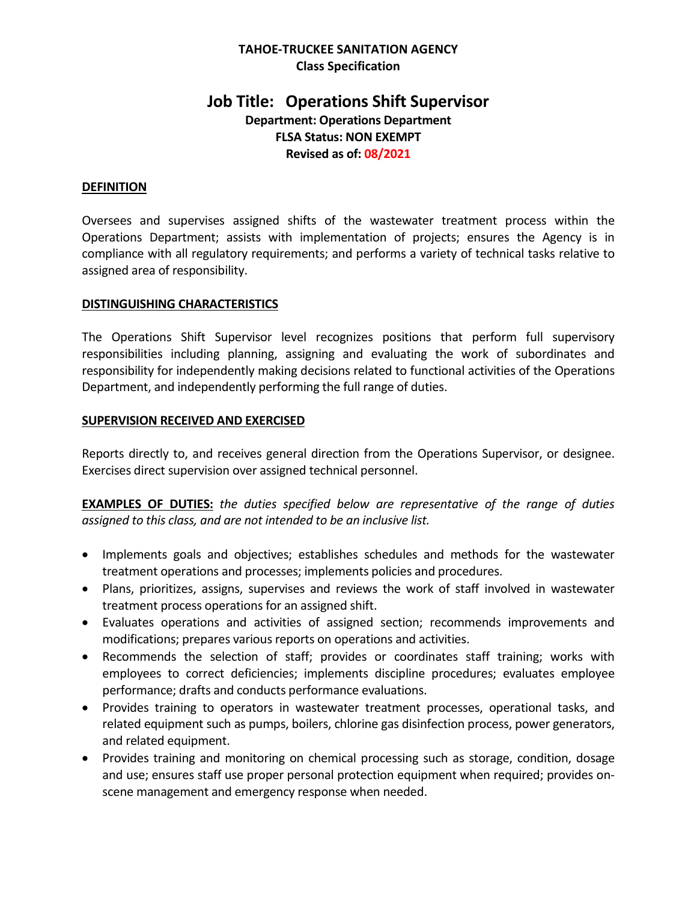**TAHOE-TRUCKEE SANITATION AGENCY**
**Class Specification**

# Job Title: Operations Shift Supervisor

**Department: Operations Department**
**FLSA Status: NON EXEMPT**
**Revised as of: 08/2021**

## DEFINITION

Oversees and supervises assigned shifts of the wastewater treatment process within the Operations Department; assists with implementation of projects; ensures the Agency is in compliance with all regulatory requirements; and performs a variety of technical tasks relative to assigned area of responsibility.

## DISTINGUISHING CHARACTERISTICS

The Operations Shift Supervisor level recognizes positions that perform full supervisory responsibilities including planning, assigning and evaluating the work of subordinates and responsibility for independently making decisions related to functional activities of the Operations Department, and independently performing the full range of duties.

## SUPERVISION RECEIVED AND EXERCISED

Reports directly to, and receives general direction from the Operations Supervisor, or designee. Exercises direct supervision over assigned technical personnel.

**EXAMPLES OF DUTIES:** *the duties specified below are representative of the range of duties assigned to this class, and are not intended to be an inclusive list.*

- Implements goals and objectives; establishes schedules and methods for the wastewater treatment operations and processes; implements policies and procedures.
- Plans, prioritizes, assigns, supervises and reviews the work of staff involved in wastewater treatment process operations for an assigned shift.
- Evaluates operations and activities of assigned section; recommends improvements and modifications; prepares various reports on operations and activities.
- Recommends the selection of staff; provides or coordinates staff training; works with employees to correct deficiencies; implements discipline procedures; evaluates employee performance; drafts and conducts performance evaluations.
- Provides training to operators in wastewater treatment processes, operational tasks, and related equipment such as pumps, boilers, chlorine gas disinfection process, power generators, and related equipment.
- Provides training and monitoring on chemical processing such as storage, condition, dosage and use; ensures staff use proper personal protection equipment when required; provides on-scene management and emergency response when needed.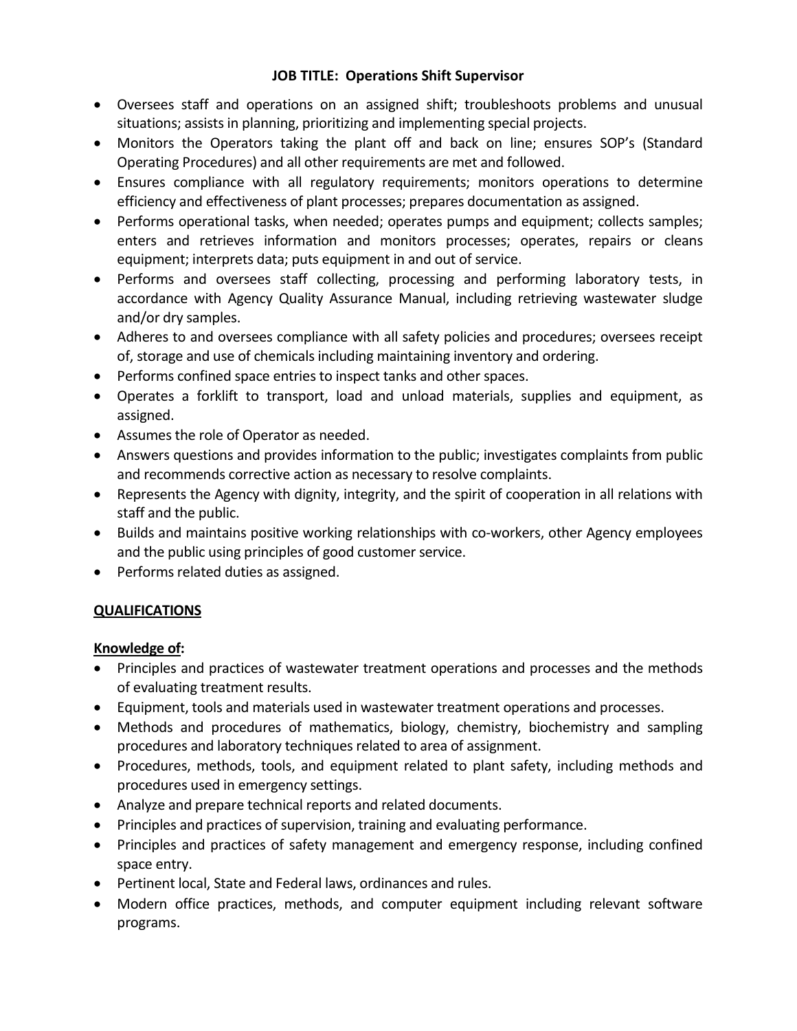**JOB TITLE: Operations Shift Supervisor**

- Oversees staff and operations on an assigned shift; troubleshoots problems and unusual situations; assists in planning, prioritizing and implementing special projects.
- Monitors the Operators taking the plant off and back on line; ensures SOP's (Standard Operating Procedures) and all other requirements are met and followed.
- Ensures compliance with all regulatory requirements; monitors operations to determine efficiency and effectiveness of plant processes; prepares documentation as assigned.
- Performs operational tasks, when needed; operates pumps and equipment; collects samples; enters and retrieves information and monitors processes; operates, repairs or cleans equipment; interprets data; puts equipment in and out of service.
- Performs and oversees staff collecting, processing and performing laboratory tests, in accordance with Agency Quality Assurance Manual, including retrieving wastewater sludge and/or dry samples.
- Adheres to and oversees compliance with all safety policies and procedures; oversees receipt of, storage and use of chemicals including maintaining inventory and ordering.
- Performs confined space entries to inspect tanks and other spaces.
- Operates a forklift to transport, load and unload materials, supplies and equipment, as assigned.
- Assumes the role of Operator as needed.
- Answers questions and provides information to the public; investigates complaints from public and recommends corrective action as necessary to resolve complaints.
- Represents the Agency with dignity, integrity, and the spirit of cooperation in all relations with staff and the public.
- Builds and maintains positive working relationships with co-workers, other Agency employees and the public using principles of good customer service.
- Performs related duties as assigned.

## QUALIFICATIONS

### Knowledge of:

- Principles and practices of wastewater treatment operations and processes and the methods of evaluating treatment results.
- Equipment, tools and materials used in wastewater treatment operations and processes.
- Methods and procedures of mathematics, biology, chemistry, biochemistry and sampling procedures and laboratory techniques related to area of assignment.
- Procedures, methods, tools, and equipment related to plant safety, including methods and procedures used in emergency settings.
- Analyze and prepare technical reports and related documents.
- Principles and practices of supervision, training and evaluating performance.
- Principles and practices of safety management and emergency response, including confined space entry.
- Pertinent local, State and Federal laws, ordinances and rules.
- Modern office practices, methods, and computer equipment including relevant software programs.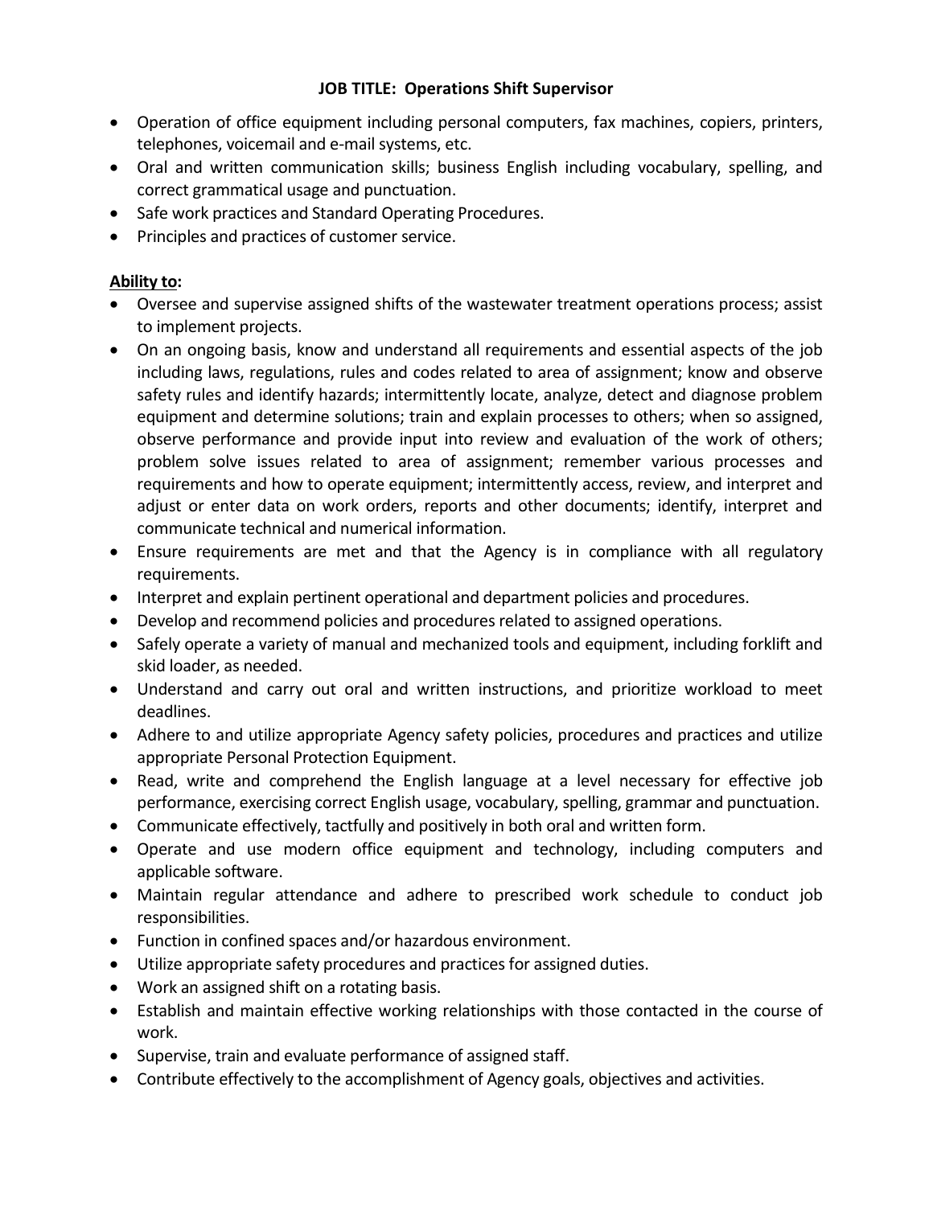**JOB TITLE: Operations Shift Supervisor**

- Operation of office equipment including personal computers, fax machines, copiers, printers, telephones, voicemail and e-mail systems, etc.
- Oral and written communication skills; business English including vocabulary, spelling, and correct grammatical usage and punctuation.
- Safe work practices and Standard Operating Procedures.
- Principles and practices of customer service.

**Ability to:**

- Oversee and supervise assigned shifts of the wastewater treatment operations process; assist to implement projects.
- On an ongoing basis, know and understand all requirements and essential aspects of the job including laws, regulations, rules and codes related to area of assignment; know and observe safety rules and identify hazards; intermittently locate, analyze, detect and diagnose problem equipment and determine solutions; train and explain processes to others; when so assigned, observe performance and provide input into review and evaluation of the work of others; problem solve issues related to area of assignment; remember various processes and requirements and how to operate equipment; intermittently access, review, and interpret and adjust or enter data on work orders, reports and other documents; identify, interpret and communicate technical and numerical information.
- Ensure requirements are met and that the Agency is in compliance with all regulatory requirements.
- Interpret and explain pertinent operational and department policies and procedures.
- Develop and recommend policies and procedures related to assigned operations.
- Safely operate a variety of manual and mechanized tools and equipment, including forklift and skid loader, as needed.
- Understand and carry out oral and written instructions, and prioritize workload to meet deadlines.
- Adhere to and utilize appropriate Agency safety policies, procedures and practices and utilize appropriate Personal Protection Equipment.
- Read, write and comprehend the English language at a level necessary for effective job performance, exercising correct English usage, vocabulary, spelling, grammar and punctuation.
- Communicate effectively, tactfully and positively in both oral and written form.
- Operate and use modern office equipment and technology, including computers and applicable software.
- Maintain regular attendance and adhere to prescribed work schedule to conduct job responsibilities.
- Function in confined spaces and/or hazardous environment.
- Utilize appropriate safety procedures and practices for assigned duties.
- Work an assigned shift on a rotating basis.
- Establish and maintain effective working relationships with those contacted in the course of work.
- Supervise, train and evaluate performance of assigned staff.
- Contribute effectively to the accomplishment of Agency goals, objectives and activities.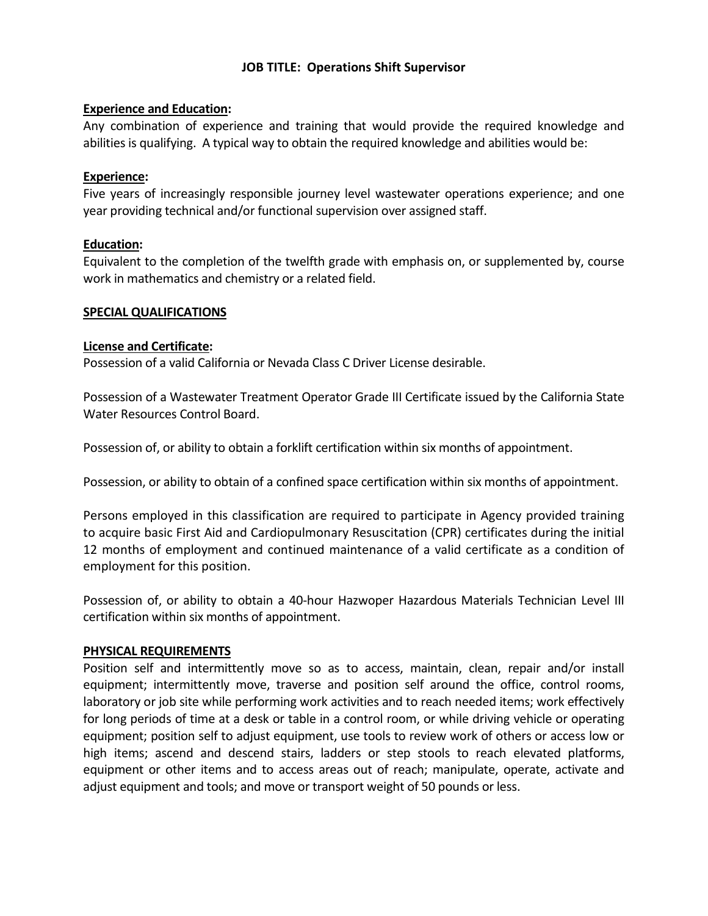**JOB TITLE: Operations Shift Supervisor**

**Experience and Education:**

Any combination of experience and training that would provide the required knowledge and abilities is qualifying. A typical way to obtain the required knowledge and abilities would be:

**Experience:**

Five years of increasingly responsible journey level wastewater operations experience; and one year providing technical and/or functional supervision over assigned staff.

**Education:**

Equivalent to the completion of the twelfth grade with emphasis on, or supplemented by, course work in mathematics and chemistry or a related field.

**SPECIAL QUALIFICATIONS**

**License and Certificate:**

Possession of a valid California or Nevada Class C Driver License desirable.

Possession of a Wastewater Treatment Operator Grade III Certificate issued by the California State Water Resources Control Board.

Possession of, or ability to obtain a forklift certification within six months of appointment.

Possession, or ability to obtain of a confined space certification within six months of appointment.

Persons employed in this classification are required to participate in Agency provided training to acquire basic First Aid and Cardiopulmonary Resuscitation (CPR) certificates during the initial 12 months of employment and continued maintenance of a valid certificate as a condition of employment for this position.

Possession of, or ability to obtain a 40-hour Hazwoper Hazardous Materials Technician Level III certification within six months of appointment.

**PHYSICAL REQUIREMENTS**

Position self and intermittently move so as to access, maintain, clean, repair and/or install equipment; intermittently move, traverse and position self around the office, control rooms, laboratory or job site while performing work activities and to reach needed items; work effectively for long periods of time at a desk or table in a control room, or while driving vehicle or operating equipment; position self to adjust equipment, use tools to review work of others or access low or high items; ascend and descend stairs, ladders or step stools to reach elevated platforms, equipment or other items and to access areas out of reach; manipulate, operate, activate and adjust equipment and tools; and move or transport weight of 50 pounds or less.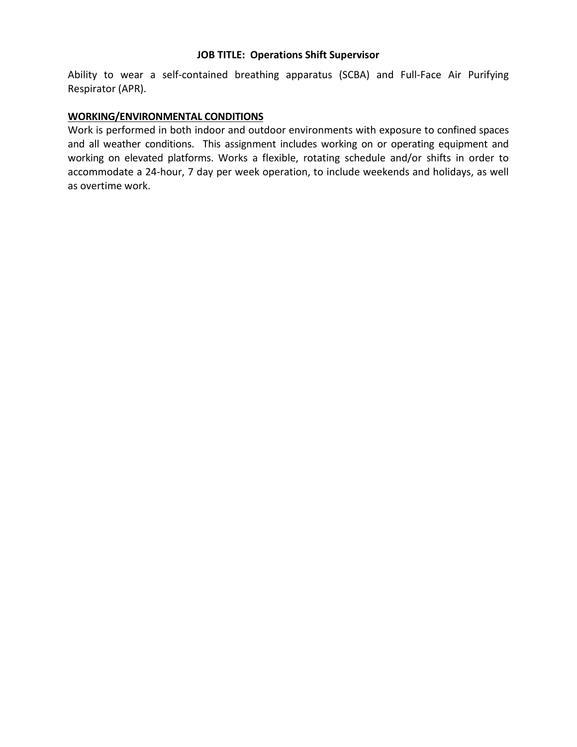Ability to wear a self-contained breathing apparatus (SCBA) and Full-Face Air Purifying Respirator (APR).

**WORKING/ENVIRONMENTAL CONDITIONS**

Work is performed in both indoor and outdoor environments with exposure to confined spaces and all weather conditions. This assignment includes working on or operating equipment and working on elevated platforms. Works a flexible, rotating schedule and/or shifts in order to accommodate a 24-hour, 7 day per week operation, to include weekends and holidays, as well as overtime work.